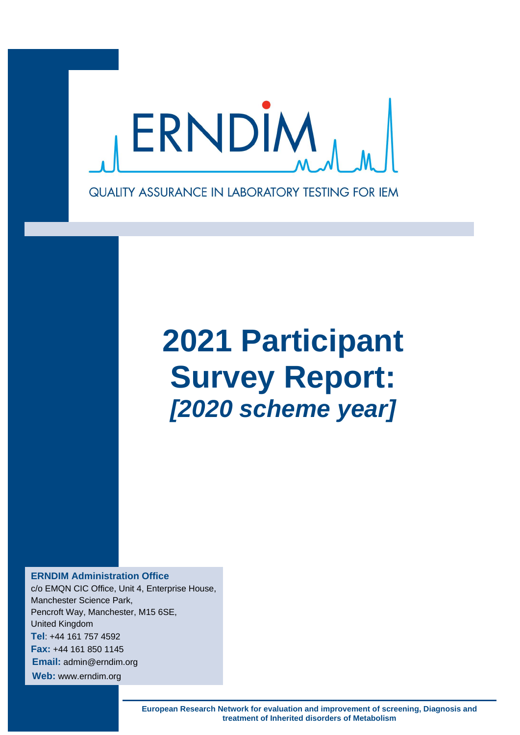ERNDIM

QUALITY ASSURANCE IN LABORATORY TESTING FOR IEM

# 2021 Participant Survey Report:
## *[2020 scheme year]*

**ERNDIM Administration Office**
c/o EMQN CIC Office, Unit 4, Enterprise House,
Manchester Science Park,
Pencroft Way, Manchester, M15 6SE,
United Kingdom
**Tel**: +44 161 757 4592
**Fax:** +44 161 850 1145
**Email:** admin@erndim.org
**Web:** www.erndim.org

**European Research Network for evaluation and improvement of screening, Diagnosis and treatment of Inherited disorders of Metabolism**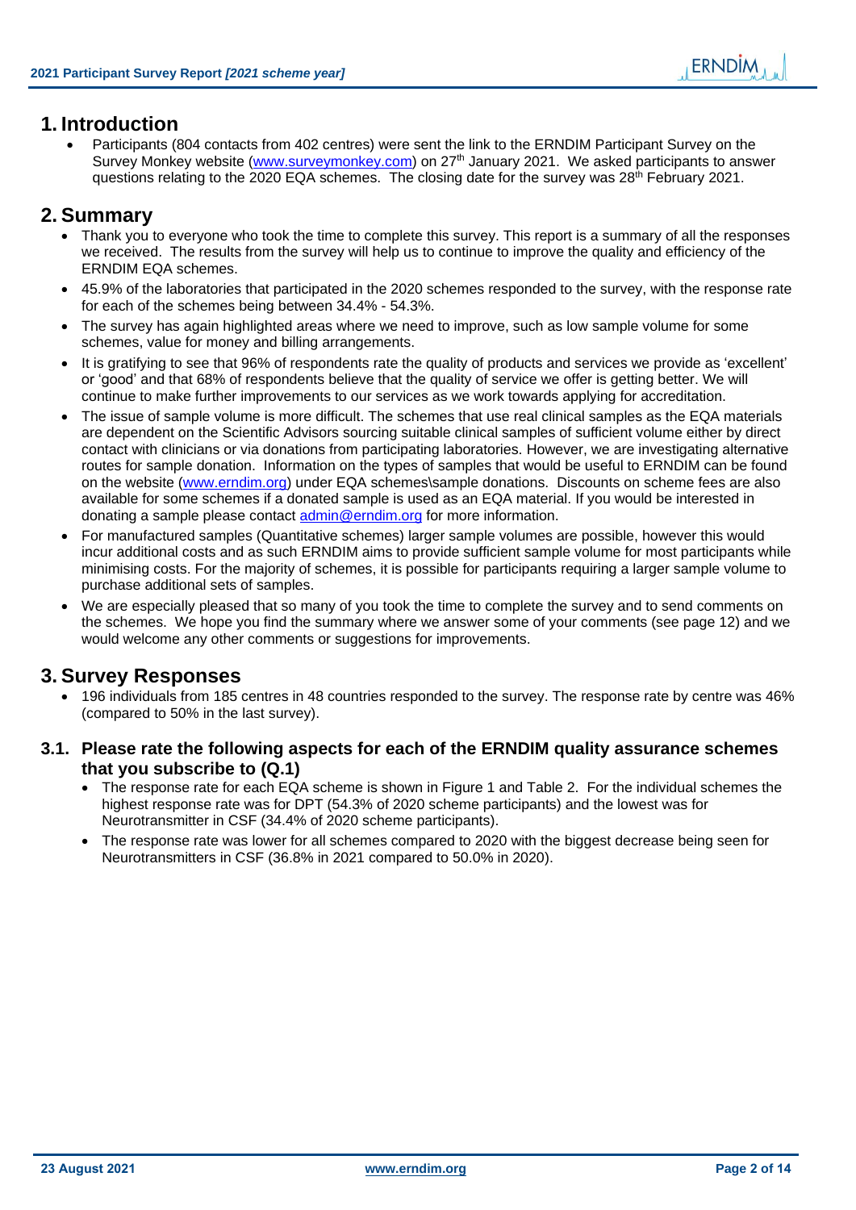# 1. Introduction

- Participants (804 contacts from 402 centres) were sent the link to the ERNDIM Participant Survey on the Survey Monkey website (www.surveymonkey.com) on 27th January 2021. We asked participants to answer questions relating to the 2020 EQA schemes. The closing date for the survey was 28th February 2021.

# 2. Summary

- Thank you to everyone who took the time to complete this survey. This report is a summary of all the responses we received. The results from the survey will help us to continue to improve the quality and efficiency of the ERNDIM EQA schemes.
- 45.9% of the laboratories that participated in the 2020 schemes responded to the survey, with the response rate for each of the schemes being between 34.4% - 54.3%.
- The survey has again highlighted areas where we need to improve, such as low sample volume for some schemes, value for money and billing arrangements.
- It is gratifying to see that 96% of respondents rate the quality of products and services we provide as 'excellent' or 'good' and that 68% of respondents believe that the quality of service we offer is getting better. We will continue to make further improvements to our services as we work towards applying for accreditation.
- The issue of sample volume is more difficult. The schemes that use real clinical samples as the EQA materials are dependent on the Scientific Advisors sourcing suitable clinical samples of sufficient volume either by direct contact with clinicians or via donations from participating laboratories. However, we are investigating alternative routes for sample donation. Information on the types of samples that would be useful to ERNDIM can be found on the website (www.erndim.org) under EQA schemes\sample donations. Discounts on scheme fees are also available for some schemes if a donated sample is used as an EQA material. If you would be interested in donating a sample please contact admin@erndim.org for more information.
- For manufactured samples (Quantitative schemes) larger sample volumes are possible, however this would incur additional costs and as such ERNDIM aims to provide sufficient sample volume for most participants while minimising costs. For the majority of schemes, it is possible for participants requiring a larger sample volume to purchase additional sets of samples.
- We are especially pleased that so many of you took the time to complete the survey and to send comments on the schemes. We hope you find the summary where we answer some of your comments (see page 12) and we would welcome any other comments or suggestions for improvements.

# 3. Survey Responses

- 196 individuals from 185 centres in 48 countries responded to the survey. The response rate by centre was 46% (compared to 50% in the last survey).

## 3.1. Please rate the following aspects for each of the ERNDIM quality assurance schemes that you subscribe to (Q.1)

- The response rate for each EQA scheme is shown in Figure 1 and Table 2. For the individual schemes the highest response rate was for DPT (54.3% of 2020 scheme participants) and the lowest was for Neurotransmitter in CSF (34.4% of 2020 scheme participants).
- The response rate was lower for all schemes compared to 2020 with the biggest decrease being seen for Neurotransmitters in CSF (36.8% in 2021 compared to 50.0% in 2020).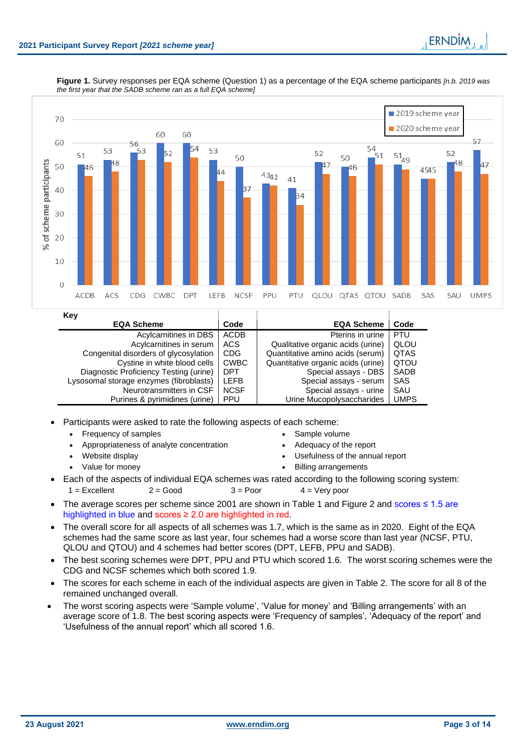**Figure 1.** Survey responses per EQA scheme (Question 1) as a percentage of the EQA scheme participants *[n.b. 2019 was the first year that the SADB scheme ran as a full EQA scheme]*

| EQA scheme | 2019 scheme year | 2020 scheme year |
|---|---|---|
| ACDB | 51 | 46 |
| ACS | 53 | 48 |
| CDG | 56 | 53 |
| CWBC | 60 | 52 |
| DPT | 60 | 54 |
| LEFB | 53 | 44 |
| NCSF | 50 | 37 |
| PPU | 43 | 42 |
| PTU | 41 | 34 |
| QLOU | 52 | 47 |
| QTAS | 50 | 46 |
| QTOU | 54 | 51 |
| SADB | 51 | 49 |
| SAS | 45 | 45 |
| SAU | 52 | 48 |
| UMPS | 57 | 47 |

(Values are % of scheme participants.)

**Key**

| EQA Scheme | Code | EQA Scheme | Code |
|---|---|---|---|
| Acylcarnitines in DBS | ACDB | Pterins in urine | PTU |
| Acylcarnitines in serum | ACS | Qualitative organic acids (urine) | QLOU |
| Congenital disorders of glycosylation | CDG | Quantitative amino acids (serum) | QTAS |
| Cystine in white blood cells | CWBC | Quantitative organic acids (urine) | QTOU |
| Diagnostic Proficiency Testing (urine) | DPT | Special assays - DBS | SADB |
| Lysosomal storage enzymes (fibroblasts) | LEFB | Special assays - serum | SAS |
| Neurotransmitters in CSF | NCSF | Special assays - urine | SAU |
| Purines & pyrimidines (urine) | PPU | Urine Mucopolysaccharides | UMPS |

- Participants were asked to rate the following aspects of each scheme:
  - Frequency of samples
  - Appropriateness of analyte concentration
  - Website display
  - Value for money
  - Sample volume
  - Adequacy of the report
  - Usefulness of the annual report
  - Billing arrangements
- Each of the aspects of individual EQA schemes was rated according to the following scoring system:
  1 = Excellent  2 = Good  3 = Poor  4 = Very poor
- The average scores per scheme since 2001 are shown in Table 1 and Figure 2 and scores ≤ 1.5 are highlighted in blue and scores ≥ 2.0 are highlighted in red.
- The overall score for all aspects of all schemes was 1.7, which is the same as in 2020. Eight of the EQA schemes had the same score as last year, four schemes had a worse score than last year (NCSF, PTU, QLOU and QTOU) and 4 schemes had better scores (DPT, LEFB, PPU and SADB).
- The best scoring schemes were DPT, PPU and PTU which scored 1.6. The worst scoring schemes were the CDG and NCSF schemes which both scored 1.9.
- The scores for each scheme in each of the individual aspects are given in Table 2. The score for all 8 of the remained unchanged overall.
- The worst scoring aspects were 'Sample volume', 'Value for money' and 'Billing arrangements' with an average score of 1.8. The best scoring aspects were 'Frequency of samples', 'Adequacy of the report' and 'Usefulness of the annual report' which all scored 1.6.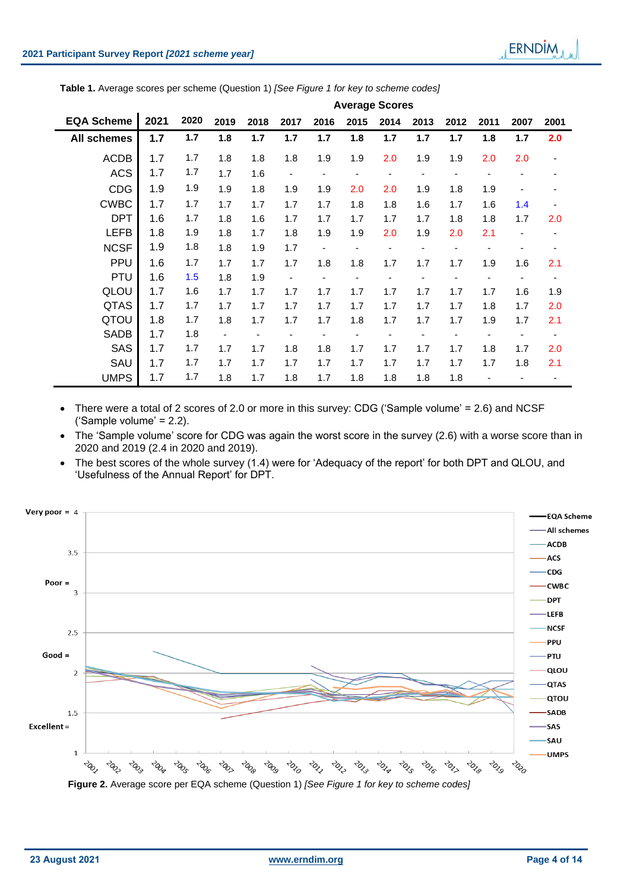**Table 1.** Average scores per scheme (Question 1) *[See Figure 1 for key to scheme codes]*

| EQA Scheme | Average Scores | | | | | | | | | | | | |
|---|---|---|---|---|---|---|---|---|---|---|---|---|---|
| | 2021 | 2020 | 2019 | 2018 | 2017 | 2016 | 2015 | 2014 | 2013 | 2012 | 2011 | 2007 | 2001 |
| **All schemes** | **1.7** | **1.7** | **1.8** | **1.7** | **1.7** | **1.7** | **1.8** | **1.7** | **1.7** | **1.7** | **1.8** | **1.7** | **2.0** |
| ACDB | 1.7 | 1.7 | 1.8 | 1.8 | 1.8 | 1.9 | 1.9 | 2.0 | 1.9 | 1.9 | 2.0 | 2.0 | - |
| ACS | 1.7 | 1.7 | 1.7 | 1.6 | - | - | - | - | - | - | - | - | - |
| CDG | 1.9 | 1.9 | 1.9 | 1.8 | 1.9 | 1.9 | 2.0 | 2.0 | 1.9 | 1.8 | 1.9 | - | - |
| CWBC | 1.7 | 1.7 | 1.7 | 1.7 | 1.7 | 1.7 | 1.8 | 1.8 | 1.6 | 1.7 | 1.6 | 1.4 | - |
| DPT | 1.6 | 1.7 | 1.8 | 1.6 | 1.7 | 1.7 | 1.7 | 1.7 | 1.7 | 1.8 | 1.8 | 1.7 | 2.0 |
| LEFB | 1.8 | 1.9 | 1.8 | 1.7 | 1.8 | 1.9 | 1.9 | 2.0 | 1.9 | 2.0 | 2.1 | - | - |
| NCSF | 1.9 | 1.8 | 1.8 | 1.9 | 1.7 | - | - | - | - | - | - | - | - |
| PPU | 1.6 | 1.7 | 1.7 | 1.7 | 1.7 | 1.8 | 1.8 | 1.7 | 1.7 | 1.7 | 1.9 | 1.6 | 2.1 |
| PTU | 1.6 | 1.5 | 1.8 | 1.9 | - | - | - | - | - | - | - | - | - |
| QLOU | 1.7 | 1.6 | 1.7 | 1.7 | 1.7 | 1.7 | 1.7 | 1.7 | 1.7 | 1.7 | 1.7 | 1.6 | 1.9 |
| QTAS | 1.7 | 1.7 | 1.7 | 1.7 | 1.7 | 1.7 | 1.7 | 1.7 | 1.7 | 1.7 | 1.8 | 1.7 | 2.0 |
| QTOU | 1.8 | 1.7 | 1.8 | 1.7 | 1.7 | 1.7 | 1.8 | 1.7 | 1.7 | 1.7 | 1.9 | 1.7 | 2.1 |
| SADB | 1.7 | 1.8 | - | - | - | - | - | - | - | - | - | - | - |
| SAS | 1.7 | 1.7 | 1.7 | 1.7 | 1.8 | 1.8 | 1.7 | 1.7 | 1.7 | 1.7 | 1.8 | 1.7 | 2.0 |
| SAU | 1.7 | 1.7 | 1.7 | 1.7 | 1.7 | 1.7 | 1.7 | 1.7 | 1.7 | 1.7 | 1.7 | 1.8 | 2.1 |
| UMPS | 1.7 | 1.7 | 1.8 | 1.7 | 1.8 | 1.7 | 1.8 | 1.8 | 1.8 | 1.8 | - | - | - |

- There were a total of 2 scores of 2.0 or more in this survey: CDG ('Sample volume' = 2.6) and NCSF ('Sample volume' = 2.2).
- The 'Sample volume' score for CDG was again the worst score in the survey (2.6) with a worse score than in 2020 and 2019 (2.4 in 2020 and 2019).
- The best scores of the whole survey (1.4) were for 'Adequacy of the report' for both DPT and QLOU, and 'Usefulness of the Annual Report' for DPT.

**Figure 2.** Average score per EQA scheme (Question 1) *[See Figure 1 for key to scheme codes]*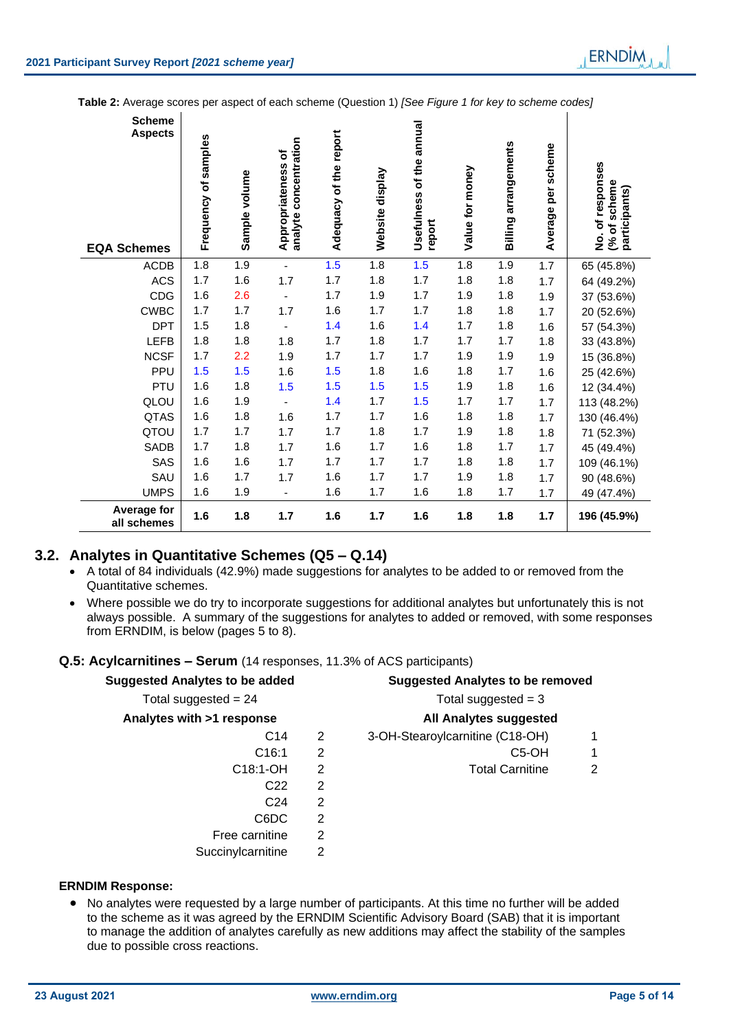**Table 2:** Average scores per aspect of each scheme (Question 1) *[See Figure 1 for key to scheme codes]*

| Scheme Aspects / EQA Schemes | Frequency of samples | Sample volume | Appropriateness of analyte concentration | Adequacy of the report | Website display | Usefulness of the annual report | Value for money | Billing arrangements | Average per scheme | No. of responses (% of scheme participants) |
|---|---|---|---|---|---|---|---|---|---|---|
| ACDB | 1.8 | 1.9 | - | 1.5 | 1.8 | 1.5 | 1.8 | 1.9 | 1.7 | 65 (45.8%) |
| ACS | 1.7 | 1.6 | 1.7 | 1.7 | 1.8 | 1.7 | 1.8 | 1.8 | 1.7 | 64 (49.2%) |
| CDG | 1.6 | 2.6 | - | 1.7 | 1.9 | 1.7 | 1.9 | 1.8 | 1.9 | 37 (53.6%) |
| CWBC | 1.7 | 1.7 | 1.7 | 1.6 | 1.7 | 1.7 | 1.8 | 1.8 | 1.7 | 20 (52.6%) |
| DPT | 1.5 | 1.8 | - | 1.4 | 1.6 | 1.4 | 1.7 | 1.8 | 1.6 | 57 (54.3%) |
| LEFB | 1.8 | 1.8 | 1.8 | 1.7 | 1.8 | 1.7 | 1.7 | 1.7 | 1.8 | 33 (43.8%) |
| NCSF | 1.7 | 2.2 | 1.9 | 1.7 | 1.7 | 1.7 | 1.9 | 1.9 | 1.9 | 15 (36.8%) |
| PPU | 1.5 | 1.5 | 1.6 | 1.5 | 1.8 | 1.6 | 1.8 | 1.7 | 1.6 | 25 (42.6%) |
| PTU | 1.6 | 1.8 | 1.5 | 1.5 | 1.5 | 1.5 | 1.9 | 1.8 | 1.6 | 12 (34.4%) |
| QLOU | 1.6 | 1.9 | - | 1.4 | 1.7 | 1.5 | 1.7 | 1.7 | 1.7 | 113 (48.2%) |
| QTAS | 1.6 | 1.8 | 1.6 | 1.7 | 1.7 | 1.6 | 1.8 | 1.8 | 1.7 | 130 (46.4%) |
| QTOU | 1.7 | 1.7 | 1.7 | 1.7 | 1.8 | 1.7 | 1.9 | 1.8 | 1.8 | 71 (52.3%) |
| SADB | 1.7 | 1.8 | 1.7 | 1.6 | 1.7 | 1.6 | 1.8 | 1.7 | 1.7 | 45 (49.4%) |
| SAS | 1.6 | 1.6 | 1.7 | 1.7 | 1.7 | 1.7 | 1.8 | 1.8 | 1.7 | 109 (46.1%) |
| SAU | 1.6 | 1.7 | 1.7 | 1.6 | 1.7 | 1.7 | 1.9 | 1.8 | 1.7 | 90 (48.6%) |
| UMPS | 1.6 | 1.9 | - | 1.6 | 1.7 | 1.6 | 1.8 | 1.7 | 1.7 | 49 (47.4%) |
| **Average for all schemes** | **1.6** | **1.8** | **1.7** | **1.6** | **1.7** | **1.6** | **1.8** | **1.8** | **1.7** | **196 (45.9%)** |

## 3.2. Analytes in Quantitative Schemes (Q5 – Q.14)

- A total of 84 individuals (42.9%) made suggestions for analytes to be added to or removed from the Quantitative schemes.
- Where possible we do try to incorporate suggestions for additional analytes but unfortunately this is not always possible. A summary of the suggestions for analytes to added or removed, with some responses from ERNDIM, is below (pages 5 to 8).

### Q.5: Acylcarnitines – Serum (14 responses, 11.3% of ACS participants)

**Suggested Analytes to be added**

Total suggested = 24

**Analytes with >1 response**

| Analyte | Responses |
|---|---|
| C14 | 2 |
| C16:1 | 2 |
| C18:1-OH | 2 |
| C22 | 2 |
| C24 | 2 |
| C6DC | 2 |
| Free carnitine | 2 |
| Succinylcarnitine | 2 |

**Suggested Analytes to be removed**

Total suggested = 3

**All Analytes suggested**

| Analyte | Responses |
|---|---|
| 3-OH-Stearoylcarnitine (C18-OH) | 1 |
| C5-OH | 1 |
| Total Carnitine | 2 |

**ERNDIM Response:**

- No analytes were requested by a large number of participants. At this time no further will be added to the scheme as it was agreed by the ERNDIM Scientific Advisory Board (SAB) that it is important to manage the addition of analytes carefully as new additions may affect the stability of the samples due to possible cross reactions.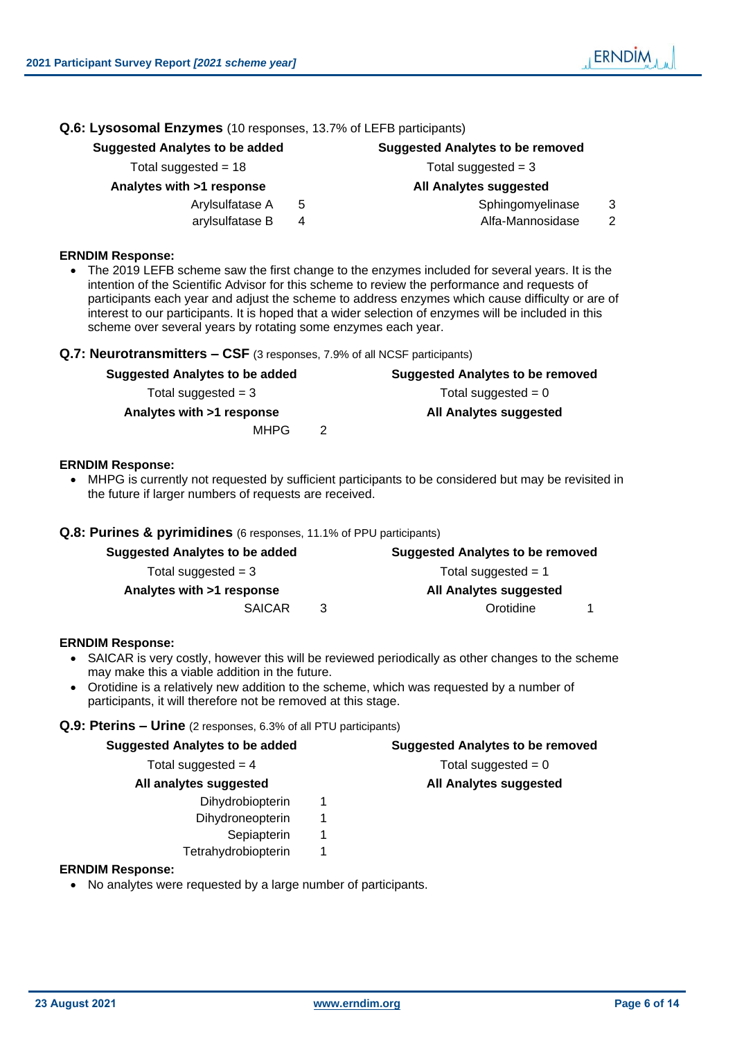### Q.6: Lysosomal Enzymes (10 responses, 13.7% of LEFB participants)

| Suggested Analytes to be added | | Suggested Analytes to be removed | |
|---|---|---|---|
| Total suggested = 18 | | Total suggested = 3 | |
| **Analytes with >1 response** | | **All Analytes suggested** | |
| Arylsulfatase A | 5 | Sphingomyelinase | 3 |
| arylsulfatase B | 4 | Alfa-Mannosidase | 2 |

**ERNDIM Response:**

- The 2019 LEFB scheme saw the first change to the enzymes included for several years. It is the intention of the Scientific Advisor for this scheme to review the performance and requests of participants each year and adjust the scheme to address enzymes which cause difficulty or are of interest to our participants. It is hoped that a wider selection of enzymes will be included in this scheme over several years by rotating some enzymes each year.

### Q.7: Neurotransmitters – CSF (3 responses, 7.9% of all NCSF participants)

| Suggested Analytes to be added | | Suggested Analytes to be removed | |
|---|---|---|---|
| Total suggested = 3 | | Total suggested = 0 | |
| **Analytes with >1 response** | | **All Analytes suggested** | |
| MHPG | 2 | | |

**ERNDIM Response:**

- MHPG is currently not requested by sufficient participants to be considered but may be revisited in the future if larger numbers of requests are received.

### Q.8: Purines & pyrimidines (6 responses, 11.1% of PPU participants)

| Suggested Analytes to be added | | Suggested Analytes to be removed | |
|---|---|---|---|
| Total suggested = 3 | | Total suggested = 1 | |
| **Analytes with >1 response** | | **All Analytes suggested** | |
| SAICAR | 3 | Orotidine | 1 |

**ERNDIM Response:**

- SAICAR is very costly, however this will be reviewed periodically as other changes to the scheme may make this a viable addition in the future.
- Orotidine is a relatively new addition to the scheme, which was requested by a number of participants, it will therefore not be removed at this stage.

### Q.9: Pterins – Urine (2 responses, 6.3% of all PTU participants)

| Suggested Analytes to be added | | Suggested Analytes to be removed | |
|---|---|---|---|
| Total suggested = 4 | | Total suggested = 0 | |
| **All analytes suggested** | | **All Analytes suggested** | |
| Dihydrobiopterin | 1 | | |
| Dihydroneopterin | 1 | | |
| Sepiapterin | 1 | | |
| Tetrahydrobiopterin | 1 | | |

**ERNDIM Response:**

- No analytes were requested by a large number of participants.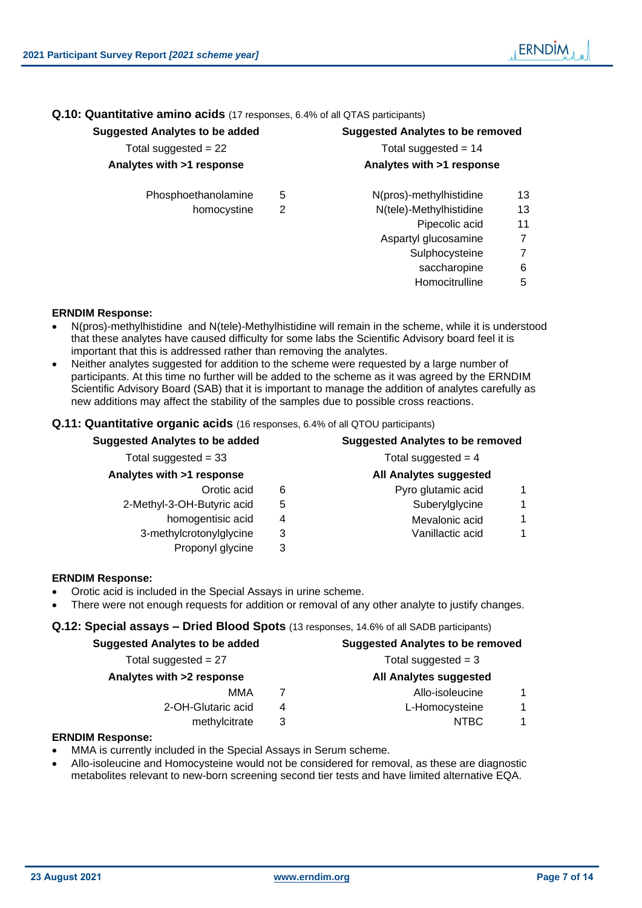### Q.10: Quantitative amino acids (17 responses, 6.4% of all QTAS participants)

| Suggested Analytes to be added | | Suggested Analytes to be removed | |
|---|---|---|---|
| Total suggested = 22 | | Total suggested = 14 | |
| **Analytes with >1 response** | | **Analytes with >1 response** | |
| Phosphoethanolamine | 5 | N(pros)-methylhistidine | 13 |
| homocystine | 2 | N(tele)-Methylhistidine | 13 |
| | | Pipecolic acid | 11 |
| | | Aspartyl glucosamine | 7 |
| | | Sulphocysteine | 7 |
| | | saccharopine | 6 |
| | | Homocitrulline | 5 |

**ERNDIM Response:**

- N(pros)-methylhistidine and N(tele)-Methylhistidine will remain in the scheme, while it is understood that these analytes have caused difficulty for some labs the Scientific Advisory board feel it is important that this is addressed rather than removing the analytes.
- Neither analytes suggested for addition to the scheme were requested by a large number of participants. At this time no further will be added to the scheme as it was agreed by the ERNDIM Scientific Advisory Board (SAB) that it is important to manage the addition of analytes carefully as new additions may affect the stability of the samples due to possible cross reactions.

### Q.11: Quantitative organic acids (16 responses, 6.4% of all QTOU participants)

| Suggested Analytes to be added | | Suggested Analytes to be removed | |
|---|---|---|---|
| Total suggested = 33 | | Total suggested = 4 | |
| **Analytes with >1 response** | | **All Analytes suggested** | |
| Orotic acid | 6 | Pyro glutamic acid | 1 |
| 2-Methyl-3-OH-Butyric acid | 5 | Suberylglycine | 1 |
| homogentisic acid | 4 | Mevalonic acid | 1 |
| 3-methylcrotonylglycine | 3 | Vanillactic acid | 1 |
| Proponyl glycine | 3 | | |

**ERNDIM Response:**

- Orotic acid is included in the Special Assays in urine scheme.
- There were not enough requests for addition or removal of any other analyte to justify changes.

### Q.12: Special assays – Dried Blood Spots (13 responses, 14.6% of all SADB participants)

| Suggested Analytes to be added | | Suggested Analytes to be removed | |
|---|---|---|---|
| Total suggested = 27 | | Total suggested = 3 | |
| **Analytes with >2 response** | | **All Analytes suggested** | |
| MMA | 7 | Allo-isoleucine | 1 |
| 2-OH-Glutaric acid | 4 | L-Homocysteine | 1 |
| methylcitrate | 3 | NTBC | 1 |

**ERNDIM Response:**

- MMA is currently included in the Special Assays in Serum scheme.
- Allo-isoleucine and Homocysteine would not be considered for removal, as these are diagnostic metabolites relevant to new-born screening second tier tests and have limited alternative EQA.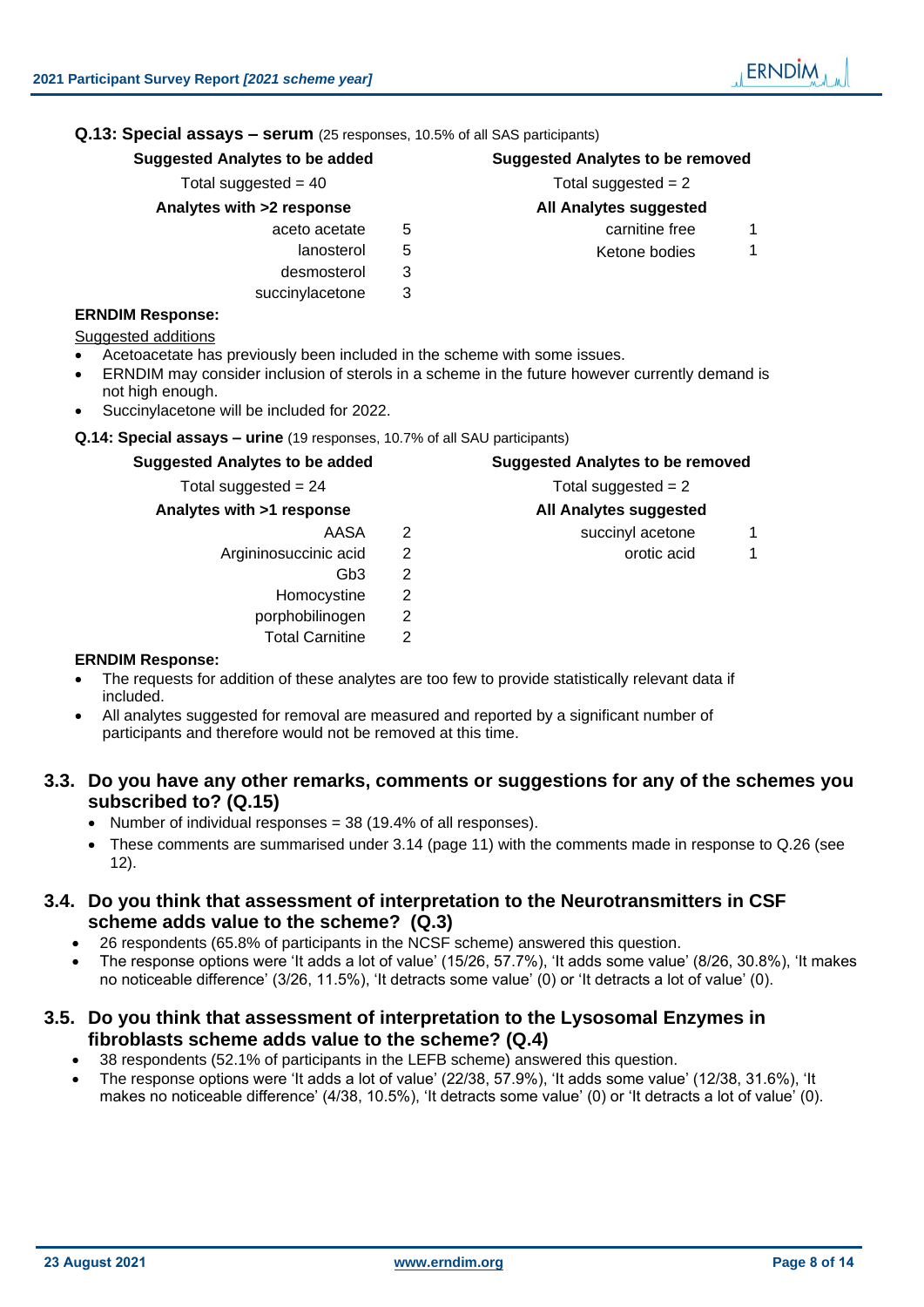**Q.13: Special assays – serum** (25 responses, 10.5% of all SAS participants)

| Suggested Analytes to be added | | Suggested Analytes to be removed | |
|---|---|---|---|
| Total suggested = 40 | | Total suggested = 2 | |
| **Analytes with >2 response** | | **All Analytes suggested** | |
| aceto acetate | 5 | carnitine free | 1 |
| lanosterol | 5 | Ketone bodies | 1 |
| desmosterol | 3 | | |
| succinylacetone | 3 | | |

**ERNDIM Response:**

Suggested additions

- Acetoacetate has previously been included in the scheme with some issues.
- ERNDIM may consider inclusion of sterols in a scheme in the future however currently demand is not high enough.
- Succinylacetone will be included for 2022.

**Q.14: Special assays – urine** (19 responses, 10.7% of all SAU participants)

| Suggested Analytes to be added | | Suggested Analytes to be removed | |
|---|---|---|---|
| Total suggested = 24 | | Total suggested = 2 | |
| **Analytes with >1 response** | | **All Analytes suggested** | |
| AASA | 2 | succinyl acetone | 1 |
| Argininosuccinic acid | 2 | orotic acid | 1 |
| Gb3 | 2 | | |
| Homocystine | 2 | | |
| porphobilinogen | 2 | | |
| Total Carnitine | 2 | | |

**ERNDIM Response:**

- The requests for addition of these analytes are too few to provide statistically relevant data if included.
- All analytes suggested for removal are measured and reported by a significant number of participants and therefore would not be removed at this time.

## 3.3. Do you have any other remarks, comments or suggestions for any of the schemes you subscribed to? (Q.15)

- Number of individual responses = 38 (19.4% of all responses).
- These comments are summarised under 3.14 (page 11) with the comments made in response to Q.26 (see 12).

## 3.4. Do you think that assessment of interpretation to the Neurotransmitters in CSF scheme adds value to the scheme? (Q.3)

- 26 respondents (65.8% of participants in the NCSF scheme) answered this question.
- The response options were 'It adds a lot of value' (15/26, 57.7%), 'It adds some value' (8/26, 30.8%), 'It makes no noticeable difference' (3/26, 11.5%), 'It detracts some value' (0) or 'It detracts a lot of value' (0).

## 3.5. Do you think that assessment of interpretation to the Lysosomal Enzymes in fibroblasts scheme adds value to the scheme? (Q.4)

- 38 respondents (52.1% of participants in the LEFB scheme) answered this question.
- The response options were 'It adds a lot of value' (22/38, 57.9%), 'It adds some value' (12/38, 31.6%), 'It makes no noticeable difference' (4/38, 10.5%), 'It detracts some value' (0) or 'It detracts a lot of value' (0).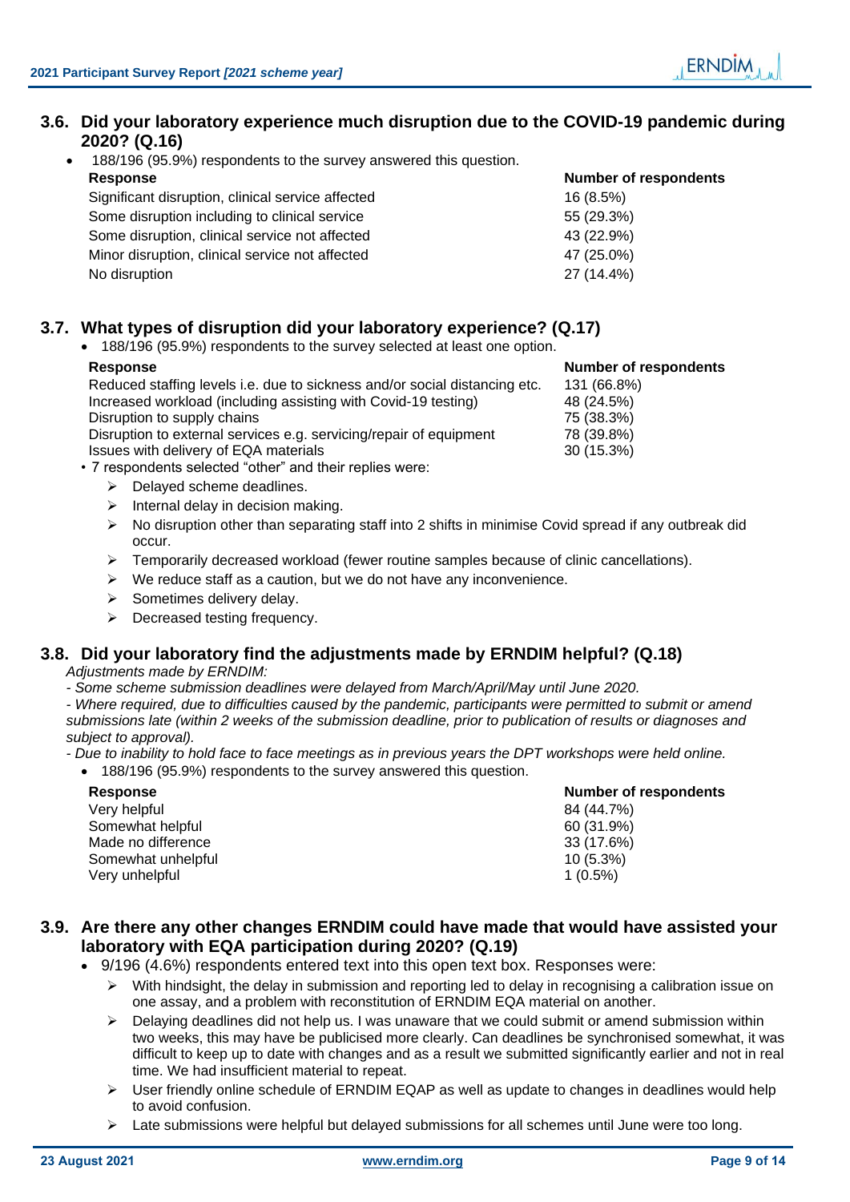### 3.6. Did your laboratory experience much disruption due to the COVID-19 pandemic during 2020? (Q.16)

- 188/196 (95.9%) respondents to the survey answered this question.

| Response | Number of respondents |
|---|---|
| Significant disruption, clinical service affected | 16 (8.5%) |
| Some disruption including to clinical service | 55 (29.3%) |
| Some disruption, clinical service not affected | 43 (22.9%) |
| Minor disruption, clinical service not affected | 47 (25.0%) |
| No disruption | 27 (14.4%) |

### 3.7. What types of disruption did your laboratory experience? (Q.17)

- 188/196 (95.9%) respondents to the survey selected at least one option.

| Response | Number of respondents |
|---|---|
| Reduced staffing levels i.e. due to sickness and/or social distancing etc. | 131 (66.8%) |
| Increased workload (including assisting with Covid-19 testing) | 48 (24.5%) |
| Disruption to supply chains | 75 (38.3%) |
| Disruption to external services e.g. servicing/repair of equipment | 78 (39.8%) |
| Issues with delivery of EQA materials | 30 (15.3%) |

- 7 respondents selected "other" and their replies were:
  - Delayed scheme deadlines.
  - Internal delay in decision making.
  - No disruption other than separating staff into 2 shifts in minimise Covid spread if any outbreak did occur.
  - Temporarily decreased workload (fewer routine samples because of clinic cancellations).
  - We reduce staff as a caution, but we do not have any inconvenience.
  - Sometimes delivery delay.
  - Decreased testing frequency.

### 3.8. Did your laboratory find the adjustments made by ERNDIM helpful? (Q.18)

*Adjustments made by ERNDIM:*

*- Some scheme submission deadlines were delayed from March/April/May until June 2020.*

*- Where required, due to difficulties caused by the pandemic, participants were permitted to submit or amend submissions late (within 2 weeks of the submission deadline, prior to publication of results or diagnoses and subject to approval).*

*- Due to inability to hold face to face meetings as in previous years the DPT workshops were held online.*

- 188/196 (95.9%) respondents to the survey answered this question.

| Response | Number of respondents |
|---|---|
| Very helpful | 84 (44.7%) |
| Somewhat helpful | 60 (31.9%) |
| Made no difference | 33 (17.6%) |
| Somewhat unhelpful | 10 (5.3%) |
| Very unhelpful | 1 (0.5%) |

### 3.9. Are there any other changes ERNDIM could have made that would have assisted your laboratory with EQA participation during 2020? (Q.19)

- 9/196 (4.6%) respondents entered text into this open text box. Responses were:
  - With hindsight, the delay in submission and reporting led to delay in recognising a calibration issue on one assay, and a problem with reconstitution of ERNDIM EQA material on another.
  - Delaying deadlines did not help us. I was unaware that we could submit or amend submission within two weeks, this may have be publicised more clearly. Can deadlines be synchronised somewhat, it was difficult to keep up to date with changes and as a result we submitted significantly earlier and not in real time. We had insufficient material to repeat.
  - User friendly online schedule of ERNDIM EQAP as well as update to changes in deadlines would help to avoid confusion.
  - Late submissions were helpful but delayed submissions for all schemes until June were too long.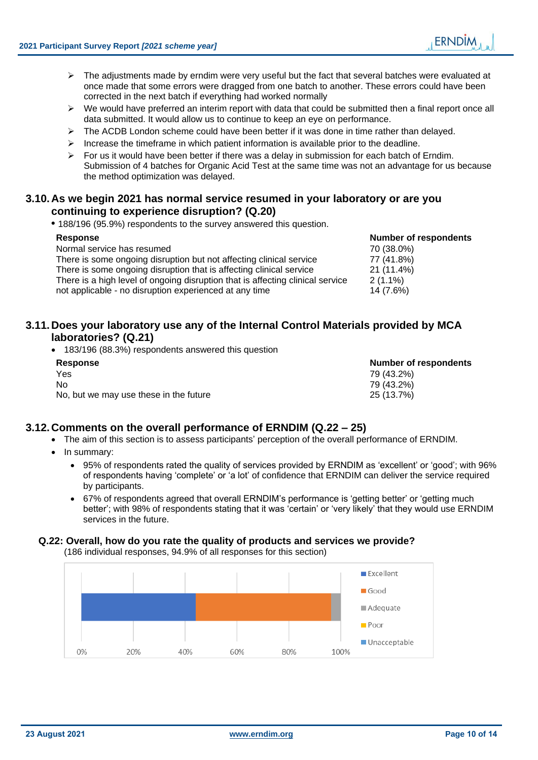- The adjustments made by erndim were very useful but the fact that several batches were evaluated at once made that some errors were dragged from one batch to another. These errors could have been corrected in the next batch if everything had worked normally
- We would have preferred an interim report with data that could be submitted then a final report once all data submitted. It would allow us to continue to keep an eye on performance.
- The ACDB London scheme could have been better if it was done in time rather than delayed.
- Increase the timeframe in which patient information is available prior to the deadline.
- For us it would have been better if there was a delay in submission for each batch of Erndim. Submission of 4 batches for Organic Acid Test at the same time was not an advantage for us because the method optimization was delayed.

## 3.10. As we begin 2021 has normal service resumed in your laboratory or are you continuing to experience disruption? (Q.20)

- 188/196 (95.9%) respondents to the survey answered this question.

| Response | Number of respondents |
|---|---|
| Normal service has resumed | 70 (38.0%) |
| There is some ongoing disruption but not affecting clinical service | 77 (41.8%) |
| There is some ongoing disruption that is affecting clinical service | 21 (11.4%) |
| There is a high level of ongoing disruption that is affecting clinical service | 2 (1.1%) |
| not applicable - no disruption experienced at any time | 14 (7.6%) |

## 3.11. Does your laboratory use any of the Internal Control Materials provided by MCA laboratories? (Q.21)

- 183/196 (88.3%) respondents answered this question

| Response | Number of respondents |
|---|---|
| Yes | 79 (43.2%) |
| No | 79 (43.2%) |
| No, but we may use these in the future | 25 (13.7%) |

## 3.12. Comments on the overall performance of ERNDIM (Q.22 – 25)

- The aim of this section is to assess participants' perception of the overall performance of ERNDIM.
- In summary:
  - 95% of respondents rated the quality of services provided by ERNDIM as 'excellent' or 'good'; with 96% of respondents having 'complete' or 'a lot' of confidence that ERNDIM can deliver the service required by participants.
  - 67% of respondents agreed that overall ERNDIM's performance is 'getting better' or 'getting much better'; with 98% of respondents stating that it was 'certain' or 'very likely' that they would use ERNDIM services in the future.

### Q.22: Overall, how do you rate the quality of products and services we provide?

(186 individual responses, 94.9% of all responses for this section)

Legend: Excellent, Good, Adequate, Poor, Unacceptable

0% 20% 40% 60% 80% 100%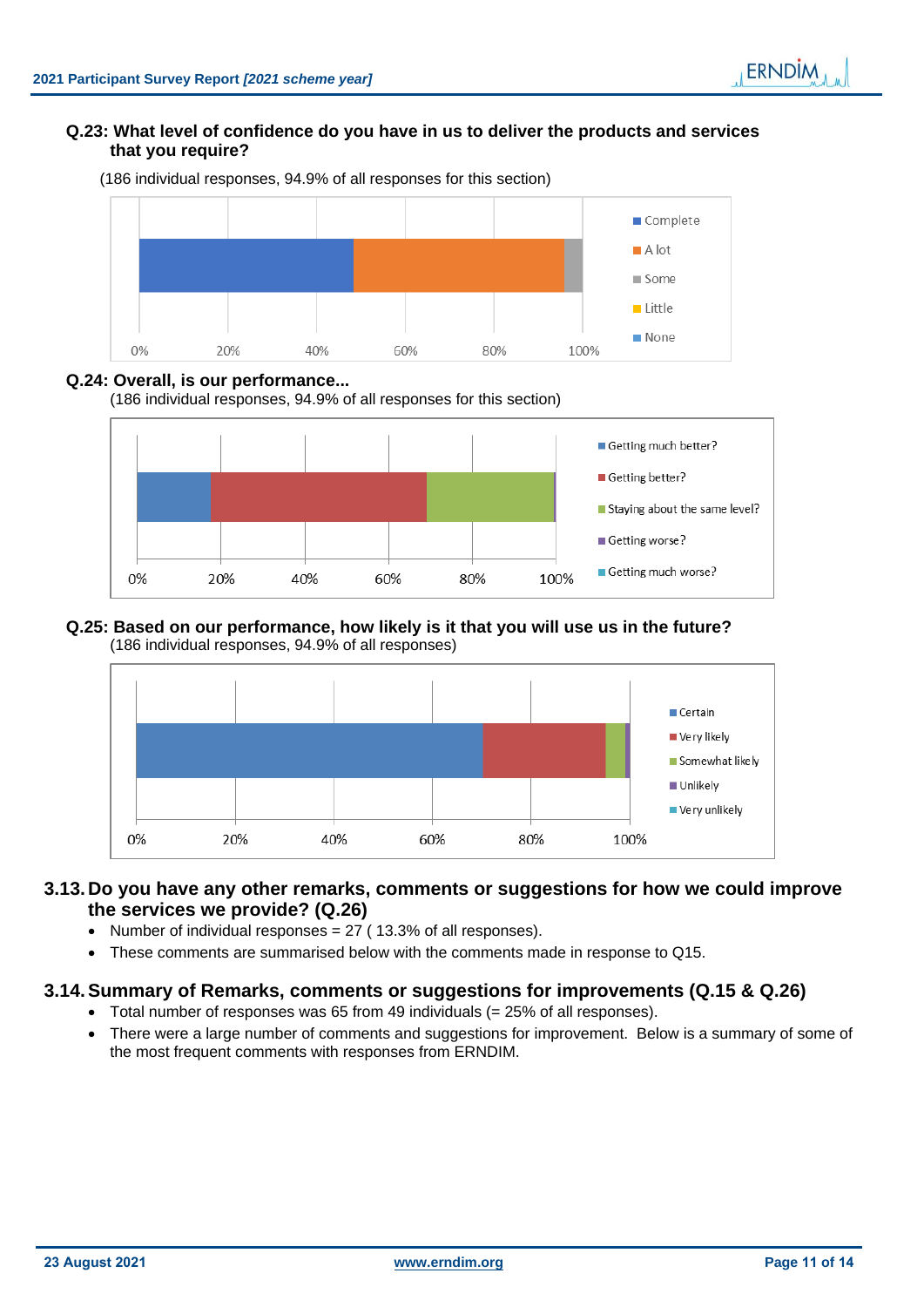**Q.23: What level of confidence do you have in us to deliver the products and services that you require?**

(186 individual responses, 94.9% of all responses for this section)

**Q.24: Overall, is our performance...**

(186 individual responses, 94.9% of all responses for this section)

**Q.25: Based on our performance, how likely is it that you will use us in the future?**

(186 individual responses, 94.9% of all responses)

## 3.13. Do you have any other remarks, comments or suggestions for how we could improve the services we provide? (Q.26)

- Number of individual responses = 27 ( 13.3% of all responses).
- These comments are summarised below with the comments made in response to Q15.

## 3.14. Summary of Remarks, comments or suggestions for improvements (Q.15 & Q.26)

- Total number of responses was 65 from 49 individuals (= 25% of all responses).
- There were a large number of comments and suggestions for improvement. Below is a summary of some of the most frequent comments with responses from ERNDIM.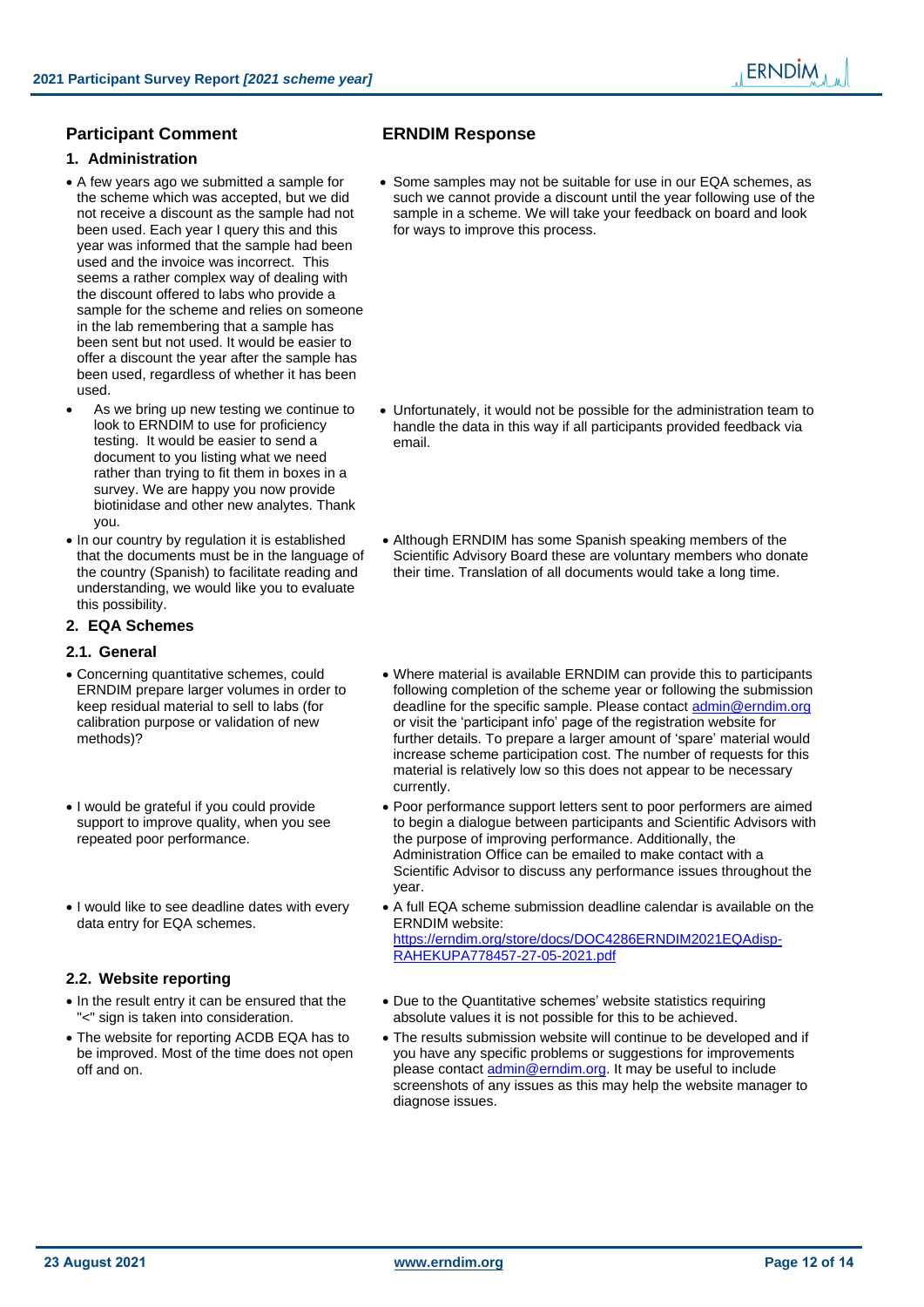| Participant Comment | ERNDIM Response |
|---|---|
| **1. Administration** | |
| • A few years ago we submitted a sample for the scheme which was accepted, but we did not receive a discount as the sample had not been used. Each year I query this and this year was informed that the sample had been used and the invoice was incorrect. This seems a rather complex way of dealing with the discount offered to labs who provide a sample for the scheme and relies on someone in the lab remembering that a sample has been sent but not used. It would be easier to offer a discount the year after the sample has been used, regardless of whether it has been used. | • Some samples may not be suitable for use in our EQA schemes, as such we cannot provide a discount until the year following use of the sample in a scheme. We will take your feedback on board and look for ways to improve this process. |
| • As we bring up new testing we continue to look to ERNDIM to use for proficiency testing. It would be easier to send a document to you listing what we need rather than trying to fit them in boxes in a survey. We are happy you now provide biotinidase and other new analytes. Thank you. | • Unfortunately, it would not be possible for the administration team to handle the data in this way if all participants provided feedback via email. |
| • In our country by regulation it is established that the documents must be in the language of the country (Spanish) to facilitate reading and understanding, we would like you to evaluate this possibility. | • Although ERNDIM has some Spanish speaking members of the Scientific Advisory Board these are voluntary members who donate their time. Translation of all documents would take a long time. |
| **2. EQA Schemes** | |
| **2.1. General** | |
| • Concerning quantitative schemes, could ERNDIM prepare larger volumes in order to keep residual material to sell to labs (for calibration purpose or validation of new methods)? | • Where material is available ERNDIM can provide this to participants following completion of the scheme year or following the submission deadline for the specific sample. Please contact admin@erndim.org or visit the 'participant info' page of the registration website for further details. To prepare a larger amount of 'spare' material would increase scheme participation cost. The number of requests for this material is relatively low so this does not appear to be necessary currently. |
| • I would be grateful if you could provide support to improve quality, when you see repeated poor performance. | • Poor performance support letters sent to poor performers are aimed to begin a dialogue between participants and Scientific Advisors with the purpose of improving performance. Additionally, the Administration Office can be emailed to make contact with a Scientific Advisor to discuss any performance issues throughout the year. |
| • I would like to see deadline dates with every data entry for EQA schemes. | • A full EQA scheme submission deadline calendar is available on the ERNDIM website: https://erndim.org/store/docs/DOC4286ERNDIM2021EQAdisp-RAHEKUPA778457-27-05-2021.pdf |
| **2.2. Website reporting** | |
| • In the result entry it can be ensured that the "<" sign is taken into consideration. | • Due to the Quantitative schemes' website statistics requiring absolute values it is not possible for this to be achieved. |
| • The website for reporting ACDB EQA has to be improved. Most of the time does not open off and on. | • The results submission website will continue to be developed and if you have any specific problems or suggestions for improvements please contact admin@erndim.org. It may be useful to include screenshots of any issues as this may help the website manager to diagnose issues. |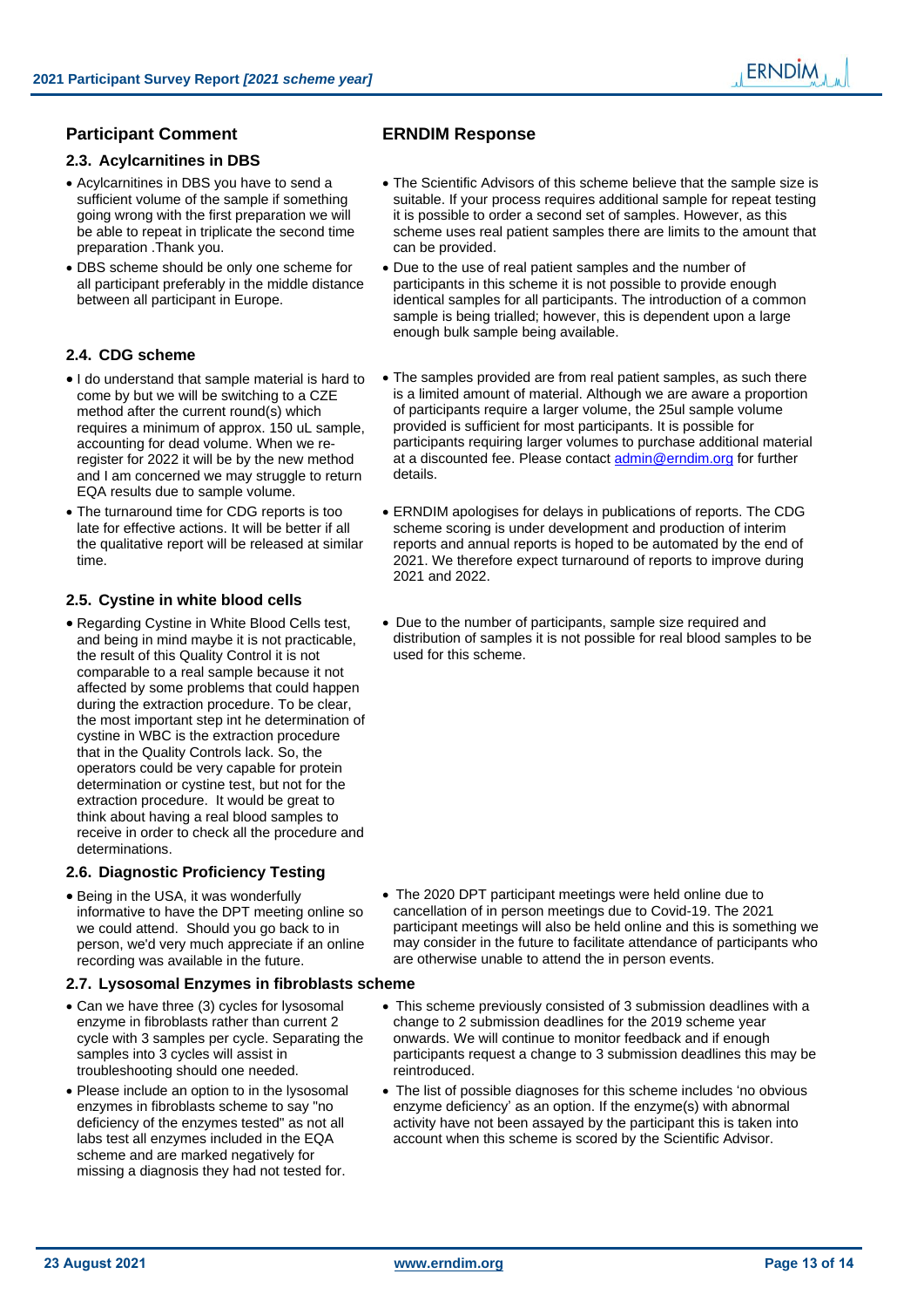| Participant Comment | ERNDIM Response |
|---|---|
| **2.3. Acylcarnitines in DBS** | |
| • Acylcarnitines in DBS you have to send a sufficient volume of the sample if something going wrong with the first preparation we will be able to repeat in triplicate the second time preparation .Thank you. | • The Scientific Advisors of this scheme believe that the sample size is suitable. If your process requires additional sample for repeat testing it is possible to order a second set of samples. However, as this scheme uses real patient samples there are limits to the amount that can be provided. |
| • DBS scheme should be only one scheme for all participant preferably in the middle distance between all participant in Europe. | • Due to the use of real patient samples and the number of participants in this scheme it is not possible to provide enough identical samples for all participants. The introduction of a common sample is being trialled; however, this is dependent upon a large enough bulk sample being available. |
| **2.4. CDG scheme** | |
| • I do understand that sample material is hard to come by but we will be switching to a CZE method after the current round(s) which requires a minimum of approx. 150 uL sample, accounting for dead volume. When we re-register for 2022 it will be by the new method and I am concerned we may struggle to return EQA results due to sample volume. | • The samples provided are from real patient samples, as such there is a limited amount of material. Although we are aware a proportion of participants require a larger volume, the 25ul sample volume provided is sufficient for most participants. It is possible for participants requiring larger volumes to purchase additional material at a discounted fee. Please contact admin@erndim.org for further details. |
| • The turnaround time for CDG reports is too late for effective actions. It will be better if all the qualitative report will be released at similar time. | • ERNDIM apologises for delays in publications of reports. The CDG scheme scoring is under development and production of interim reports and annual reports is hoped to be automated by the end of 2021. We therefore expect turnaround of reports to improve during 2021 and 2022. |
| **2.5. Cystine in white blood cells** | |
| • Regarding Cystine in White Blood Cells test, and being in mind maybe it is not practicable, the result of this Quality Control it is not comparable to a real sample because it not affected by some problems that could happen during the extraction procedure. To be clear, the most important step int he determination of cystine in WBC is the extraction procedure that in the Quality Controls lack. So, the operators could be very capable for protein determination or cystine test, but not for the extraction procedure. It would be great to think about having a real blood samples to receive in order to check all the procedure and determinations. | • Due to the number of participants, sample size required and distribution of samples it is not possible for real blood samples to be used for this scheme. |
| **2.6. Diagnostic Proficiency Testing** | |
| • Being in the USA, it was wonderfully informative to have the DPT meeting online so we could attend. Should you go back to in person, we'd very much appreciate if an online recording was available in the future. | • The 2020 DPT participant meetings were held online due to cancellation of in person meetings due to Covid-19. The 2021 participant meetings will also be held online and this is something we may consider in the future to facilitate attendance of participants who are otherwise unable to attend the in person events. |
| **2.7. Lysosomal Enzymes in fibroblasts scheme** | |
| • Can we have three (3) cycles for lysosomal enzyme in fibroblasts rather than current 2 cycle with 3 samples per cycle. Separating the samples into 3 cycles will assist in troubleshooting should one needed. | • This scheme previously consisted of 3 submission deadlines with a change to 2 submission deadlines for the 2019 scheme year onwards. We will continue to monitor feedback and if enough participants request a change to 3 submission deadlines this may be reintroduced. |
| • Please include an option to in the lysosomal enzymes in fibroblasts scheme to say "no deficiency of the enzymes tested" as not all labs test all enzymes included in the EQA scheme and are marked negatively for missing a diagnosis they had not tested for. | • The list of possible diagnoses for this scheme includes 'no obvious enzyme deficiency' as an option. If the enzyme(s) with abnormal activity have not been assayed by the participant this is taken into account when this scheme is scored by the Scientific Advisor. |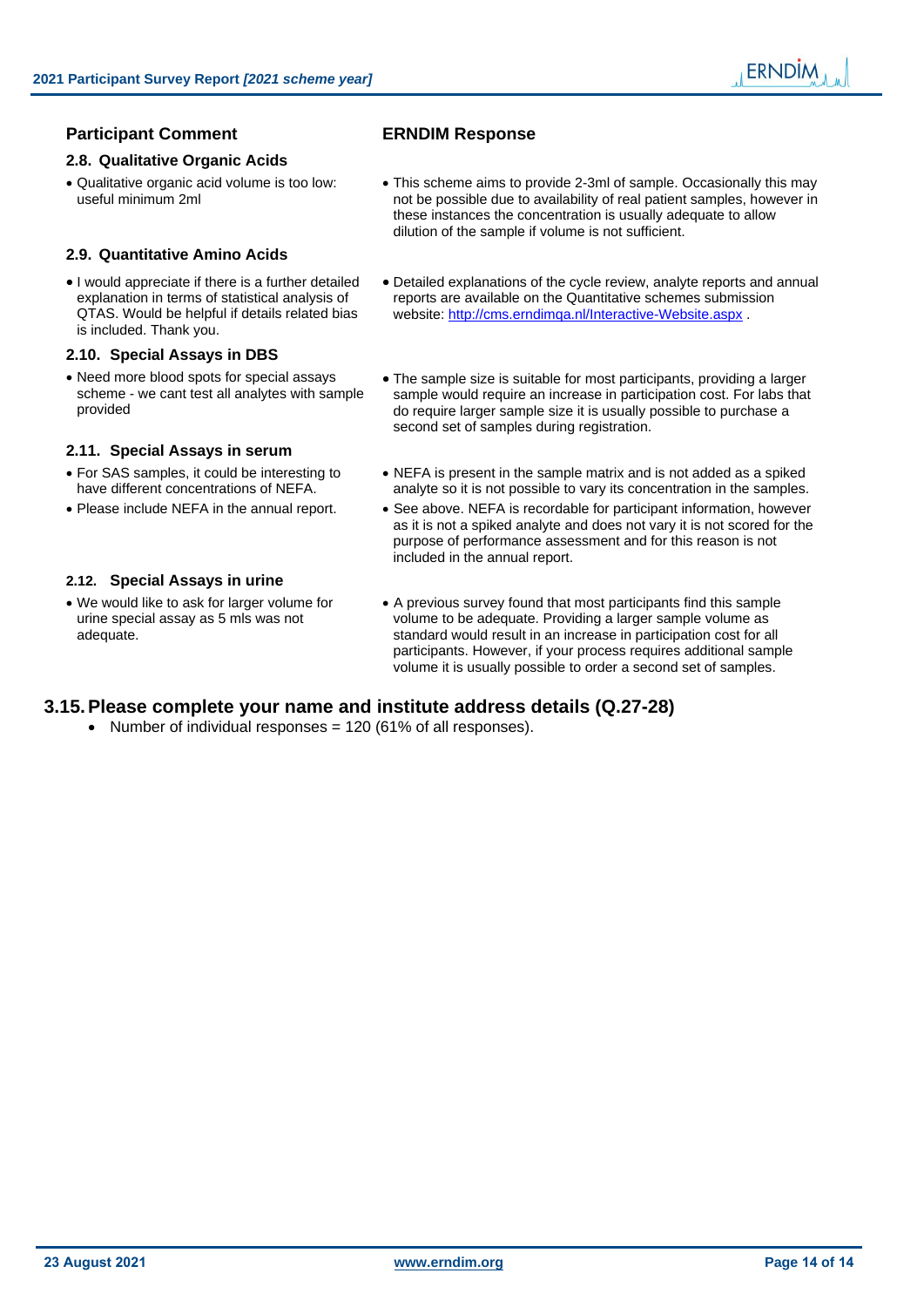| Participant Comment | ERNDIM Response |
|---|---|
| **2.8. Qualitative Organic Acids** | |
| • Qualitative organic acid volume is too low: useful minimum 2ml | • This scheme aims to provide 2-3ml of sample. Occasionally this may not be possible due to availability of real patient samples, however in these instances the concentration is usually adequate to allow dilution of the sample if volume is not sufficient. |
| **2.9. Quantitative Amino Acids** | |
| • I would appreciate if there is a further detailed explanation in terms of statistical analysis of QTAS. Would be helpful if details related bias is included. Thank you. | • Detailed explanations of the cycle review, analyte reports and annual reports are available on the Quantitative schemes submission website: [http://cms.erndimqa.nl/Interactive-Website.aspx](http://cms.erndimqa.nl/Interactive-Website.aspx) . |
| **2.10. Special Assays in DBS** | |
| • Need more blood spots for special assays scheme - we cant test all analytes with sample provided | • The sample size is suitable for most participants, providing a larger sample would require an increase in participation cost. For labs that do require larger sample size it is usually possible to purchase a second set of samples during registration. |
| **2.11. Special Assays in serum** | |
| • For SAS samples, it could be interesting to have different concentrations of NEFA. | • NEFA is present in the sample matrix and is not added as a spiked analyte so it is not possible to vary its concentration in the samples. |
| • Please include NEFA in the annual report. | • See above. NEFA is recordable for participant information, however as it is not a spiked analyte and does not vary it is not scored for the purpose of performance assessment and for this reason is not included in the annual report. |
| **2.12. Special Assays in urine** | |
| • We would like to ask for larger volume for urine special assay as 5 mls was not adequate. | • A previous survey found that most participants find this sample volume to be adequate. Providing a larger sample volume as standard would result in an increase in participation cost for all participants. However, if your process requires additional sample volume it is usually possible to order a second set of samples. |

## 3.15. Please complete your name and institute address details (Q.27-28)

- Number of individual responses = 120 (61% of all responses).